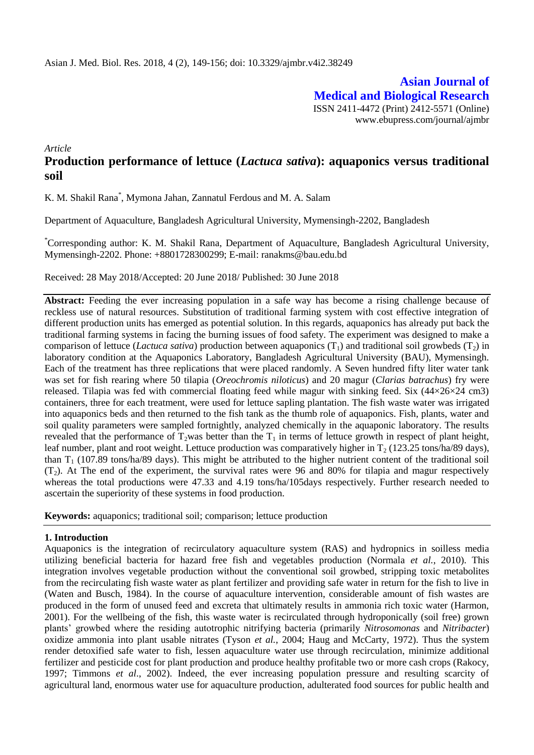**Asian Journal of Medical and Biological Research**

ISSN 2411-4472 (Print) 2412-5571 (Online)
www.ebupress.com/journal/ajmbr

*Article*

# Production performance of lettuce (*Lactuca sativa*): aquaponics versus traditional soil

K. M. Shakil Rana*, Mymona Jahan, Zannatul Ferdous and M. A. Salam

Department of Aquaculture, Bangladesh Agricultural University, Mymensingh-2202, Bangladesh

*Corresponding author: K. M. Shakil Rana, Department of Aquaculture, Bangladesh Agricultural University, Mymensingh-2202. Phone: +8801728300299; E-mail: ranakms@bau.edu.bd

Received: 28 May 2018/Accepted: 20 June 2018/ Published: 30 June 2018

**Abstract:** Feeding the ever increasing population in a safe way has become a rising challenge because of reckless use of natural resources. Substitution of traditional farming system with cost effective integration of different production units has emerged as potential solution. In this regards, aquaponics has already put back the traditional farming systems in facing the burning issues of food safety. The experiment was designed to make a comparison of lettuce (*Lactuca sativa*) production between aquaponics ($T_1$) and traditional soil growbeds ($T_2$) in laboratory condition at the Aquaponics Laboratory, Bangladesh Agricultural University (BAU), Mymensingh. Each of the treatment has three replications that were placed randomly. A Seven hundred fifty liter water tank was set for fish rearing where 50 tilapia (*Oreochromis niloticus*) and 20 magur (*Clarias batrachus*) fry were released. Tilapia was fed with commercial floating feed while magur with sinking feed. Six (44×26×24 cm3) containers, three for each treatment, were used for lettuce sapling plantation. The fish waste water was irrigated into aquaponics beds and then returned to the fish tank as the thumb role of aquaponics. Fish, plants, water and soil quality parameters were sampled fortnightly, analyzed chemically in the aquaponic laboratory. The results revealed that the performance of $T_2$ was better than the $T_1$ in terms of lettuce growth in respect of plant height, leaf number, plant and root weight. Lettuce production was comparatively higher in $T_2$ (123.25 tons/ha/89 days), than $T_1$ (107.89 tons/ha/89 days). This might be attributed to the higher nutrient content of the traditional soil ($T_2$). At The end of the experiment, the survival rates were 96 and 80% for tilapia and magur respectively whereas the total productions were 47.33 and 4.19 tons/ha/105days respectively. Further research needed to ascertain the superiority of these systems in food production.

**Keywords:** aquaponics; traditional soil; comparison; lettuce production

## 1. Introduction

Aquaponics is the integration of recirculatory aquaculture system (RAS) and hydropnics in soilless media utilizing beneficial bacteria for hazard free fish and vegetables production (Normala *et al.*, 2010). This integration involves vegetable production without the conventional soil growbed, stripping toxic metabolites from the recirculating fish waste water as plant fertilizer and providing safe water in return for the fish to live in (Waten and Busch, 1984). In the course of aquaculture intervention, considerable amount of fish wastes are produced in the form of unused feed and excreta that ultimately results in ammonia rich toxic water (Harmon, 2001). For the wellbeing of the fish, this waste water is recirculated through hydroponically (soil free) grown plants' growbed where the residing autotrophic nitrifying bacteria (primarily *Nitrosomonas* and *Nitribacter*) oxidize ammonia into plant usable nitrates (Tyson *et al.*, 2004; Haug and McCarty, 1972). Thus the system render detoxified safe water to fish, lessen aquaculture water use through recirculation, minimize additional fertilizer and pesticide cost for plant production and produce healthy profitable two or more cash crops (Rakocy, 1997; Timmons *et al*., 2002). Indeed, the ever increasing population pressure and resulting scarcity of agricultural land, enormous water use for aquaculture production, adulterated food sources for public health and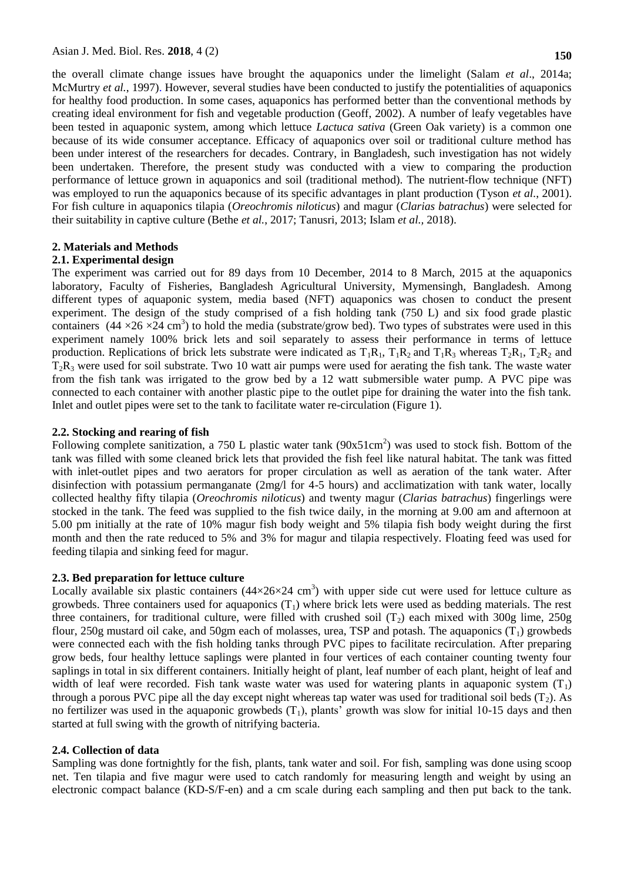the overall climate change issues have brought the aquaponics under the limelight (Salam *et al*., 2014a; McMurtry *et al.*, 1997). However, several studies have been conducted to justify the potentialities of aquaponics for healthy food production. In some cases, aquaponics has performed better than the conventional methods by creating ideal environment for fish and vegetable production (Geoff, 2002). A number of leafy vegetables have been tested in aquaponic system, among which lettuce *Lactuca sativa* (Green Oak variety) is a common one because of its wide consumer acceptance. Efficacy of aquaponics over soil or traditional culture method has been under interest of the researchers for decades. Contrary, in Bangladesh, such investigation has not widely been undertaken. Therefore, the present study was conducted with a view to comparing the production performance of lettuce grown in aquaponics and soil (traditional method). The nutrient-flow technique (NFT) was employed to run the aquaponics because of its specific advantages in plant production (Tyson *et al*., 2001). For fish culture in aquaponics tilapia (*Oreochromis niloticus*) and magur (*Clarias batrachus*) were selected for their suitability in captive culture (Bethe *et al.*, 2017; Tanusri, 2013; Islam *et al.,* 2018).

## 2. Materials and Methods

### 2.1. Experimental design

The experiment was carried out for 89 days from 10 December, 2014 to 8 March, 2015 at the aquaponics laboratory, Faculty of Fisheries, Bangladesh Agricultural University, Mymensingh, Bangladesh. Among different types of aquaponic system, media based (NFT) aquaponics was chosen to conduct the present experiment. The design of the study comprised of a fish holding tank (750 L) and six food grade plastic containers ($44 \times 26 \times 24$ $cm^3$) to hold the media (substrate/grow bed). Two types of substrates were used in this experiment namely 100% brick lets and soil separately to assess their performance in terms of lettuce production. Replications of brick lets substrate were indicated as $T_1R_1$, $T_1R_2$ and $T_1R_3$ whereas $T_2R_1$, $T_2R_2$ and $T_2R_3$ were used for soil substrate. Two 10 watt air pumps were used for aerating the fish tank. The waste water from the fish tank was irrigated to the grow bed by a 12 watt submersible water pump. A PVC pipe was connected to each container with another plastic pipe to the outlet pipe for draining the water into the fish tank. Inlet and outlet pipes were set to the tank to facilitate water re-circulation (Figure 1).

### 2.2. Stocking and rearing of fish

Following complete sanitization, a 750 L plastic water tank ($90\text{x}51cm^2$) was used to stock fish. Bottom of the tank was filled with some cleaned brick lets that provided the fish feel like natural habitat. The tank was fitted with inlet-outlet pipes and two aerators for proper circulation as well as aeration of the tank water. After disinfection with potassium permanganate (2mg/l for 4-5 hours) and acclimatization with tank water, locally collected healthy fifty tilapia (*Oreochromis niloticus*) and twenty magur (*Clarias batrachus*) fingerlings were stocked in the tank. The feed was supplied to the fish twice daily, in the morning at 9.00 am and afternoon at 5.00 pm initially at the rate of 10% magur fish body weight and 5% tilapia fish body weight during the first month and then the rate reduced to 5% and 3% for magur and tilapia respectively. Floating feed was used for feeding tilapia and sinking feed for magur.

### 2.3. Bed preparation for lettuce culture

Locally available six plastic containers ($44 \times 26 \times 24$ $cm^3$) with upper side cut were used for lettuce culture as growbeds. Three containers used for aquaponics ($T_1$) where brick lets were used as bedding materials. The rest three containers, for traditional culture, were filled with crushed soil ($T_2$) each mixed with 300g lime, 250g flour, 250g mustard oil cake, and 50gm each of molasses, urea, TSP and potash. The aquaponics ($T_1$) growbeds were connected each with the fish holding tanks through PVC pipes to facilitate recirculation. After preparing grow beds, four healthy lettuce saplings were planted in four vertices of each container counting twenty four saplings in total in six different containers. Initially height of plant, leaf number of each plant, height of leaf and width of leaf were recorded. Fish tank waste water was used for watering plants in aquaponic system ($T_1$) through a porous PVC pipe all the day except night whereas tap water was used for traditional soil beds ($T_2$). As no fertilizer was used in the aquaponic growbeds ($T_1$), plants' growth was slow for initial 10-15 days and then started at full swing with the growth of nitrifying bacteria.

### 2.4. Collection of data

Sampling was done fortnightly for the fish, plants, tank water and soil. For fish, sampling was done using scoop net. Ten tilapia and five magur were used to catch randomly for measuring length and weight by using an electronic compact balance (KD-S/F-en) and a cm scale during each sampling and then put back to the tank.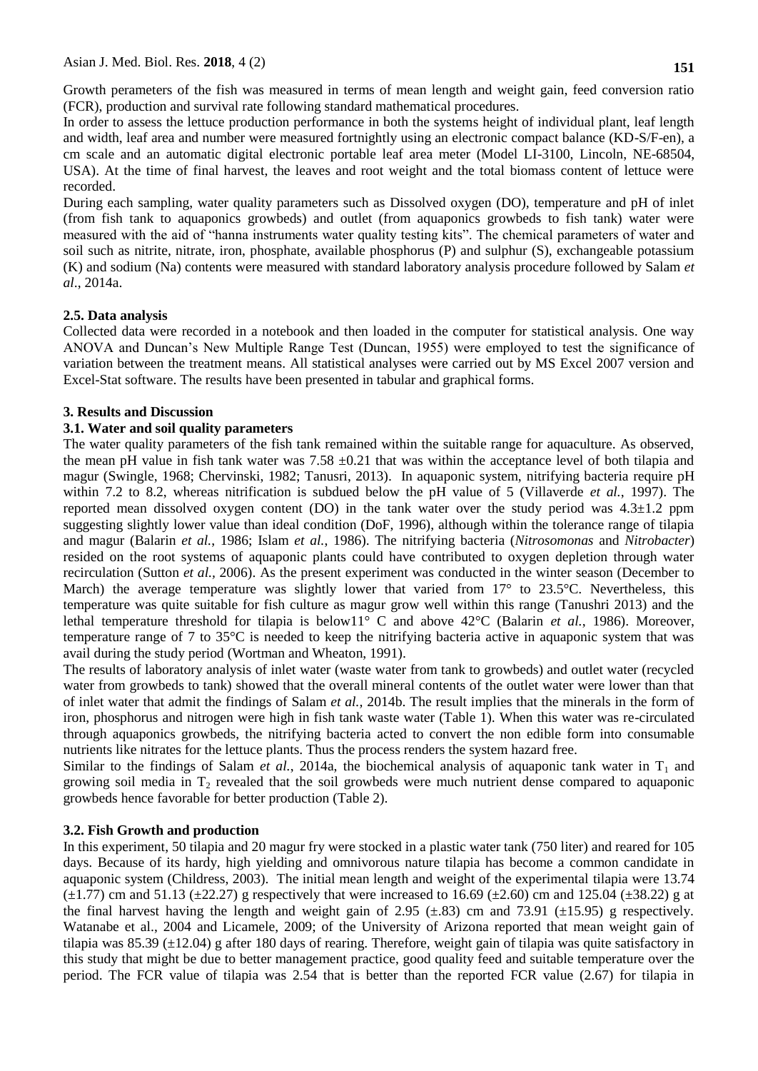Growth perameters of the fish was measured in terms of mean length and weight gain, feed conversion ratio (FCR), production and survival rate following standard mathematical procedures.

In order to assess the lettuce production performance in both the systems height of individual plant, leaf length and width, leaf area and number were measured fortnightly using an electronic compact balance (KD-S/F-en), a cm scale and an automatic digital electronic portable leaf area meter (Model LI-3100, Lincoln, NE-68504, USA). At the time of final harvest, the leaves and root weight and the total biomass content of lettuce were recorded.

During each sampling, water quality parameters such as Dissolved oxygen (DO), temperature and pH of inlet (from fish tank to aquaponics growbeds) and outlet (from aquaponics growbeds to fish tank) water were measured with the aid of "hanna instruments water quality testing kits". The chemical parameters of water and soil such as nitrite, nitrate, iron, phosphate, available phosphorus (P) and sulphur (S), exchangeable potassium (K) and sodium (Na) contents were measured with standard laboratory analysis procedure followed by Salam *et al*., 2014a.

### 2.5. Data analysis

Collected data were recorded in a notebook and then loaded in the computer for statistical analysis. One way ANOVA and Duncan's New Multiple Range Test (Duncan, 1955) were employed to test the significance of variation between the treatment means. All statistical analyses were carried out by MS Excel 2007 version and Excel-Stat software. The results have been presented in tabular and graphical forms.

## 3. Results and Discussion

### 3.1. Water and soil quality parameters

The water quality parameters of the fish tank remained within the suitable range for aquaculture. As observed, the mean pH value in fish tank water was $7.58 \pm 0.21$ that was within the acceptance level of both tilapia and magur (Swingle, 1968; Chervinski, 1982; Tanusri, 2013). In aquaponic system, nitrifying bacteria require pH within 7.2 to 8.2, whereas nitrification is subdued below the pH value of 5 (Villaverde *et al.*, 1997). The reported mean dissolved oxygen content (DO) in the tank water over the study period was $4.3 \pm 1.2$ ppm suggesting slightly lower value than ideal condition (DoF, 1996), although within the tolerance range of tilapia and magur (Balarin *et al.*, 1986; Islam *et al.*, 1986). The nitrifying bacteria (*Nitrosomonas* and *Nitrobacter*) resided on the root systems of aquaponic plants could have contributed to oxygen depletion through water recirculation (Sutton *et al.,* 2006). As the present experiment was conducted in the winter season (December to March) the average temperature was slightly lower that varied from 17° to 23.5°C. Nevertheless, this temperature was quite suitable for fish culture as magur grow well within this range (Tanushri 2013) and the lethal temperature threshold for tilapia is below11° C and above 42°C (Balarin *et al.*, 1986). Moreover, temperature range of 7 to 35°C is needed to keep the nitrifying bacteria active in aquaponic system that was avail during the study period (Wortman and Wheaton, 1991).

The results of laboratory analysis of inlet water (waste water from tank to growbeds) and outlet water (recycled water from growbeds to tank) showed that the overall mineral contents of the outlet water were lower than that of inlet water that admit the findings of Salam *et al.,* 2014b. The result implies that the minerals in the form of iron, phosphorus and nitrogen were high in fish tank waste water (Table 1). When this water was re-circulated through aquaponics growbeds, the nitrifying bacteria acted to convert the non edible form into consumable nutrients like nitrates for the lettuce plants. Thus the process renders the system hazard free.

Similar to the findings of Salam *et al.*, 2014a, the biochemical analysis of aquaponic tank water in $T_1$ and growing soil media in $T_2$ revealed that the soil growbeds were much nutrient dense compared to aquaponic growbeds hence favorable for better production (Table 2).

### 3.2. Fish Growth and production

In this experiment, 50 tilapia and 20 magur fry were stocked in a plastic water tank (750 liter) and reared for 105 days. Because of its hardy, high yielding and omnivorous nature tilapia has become a common candidate in aquaponic system (Childress, 2003). The initial mean length and weight of the experimental tilapia were 13.74 ($\pm$1.77) cm and 51.13 ($\pm$22.27) g respectively that were increased to 16.69 ($\pm$2.60) cm and 125.04 ($\pm$38.22) g at the final harvest having the length and weight gain of 2.95 ($\pm$.83) cm and 73.91 ($\pm$15.95) g respectively. Watanabe et al., 2004 and Licamele, 2009; of the University of Arizona reported that mean weight gain of tilapia was 85.39 ($\pm$12.04) g after 180 days of rearing. Therefore, weight gain of tilapia was quite satisfactory in this study that might be due to better management practice, good quality feed and suitable temperature over the period. The FCR value of tilapia was 2.54 that is better than the reported FCR value (2.67) for tilapia in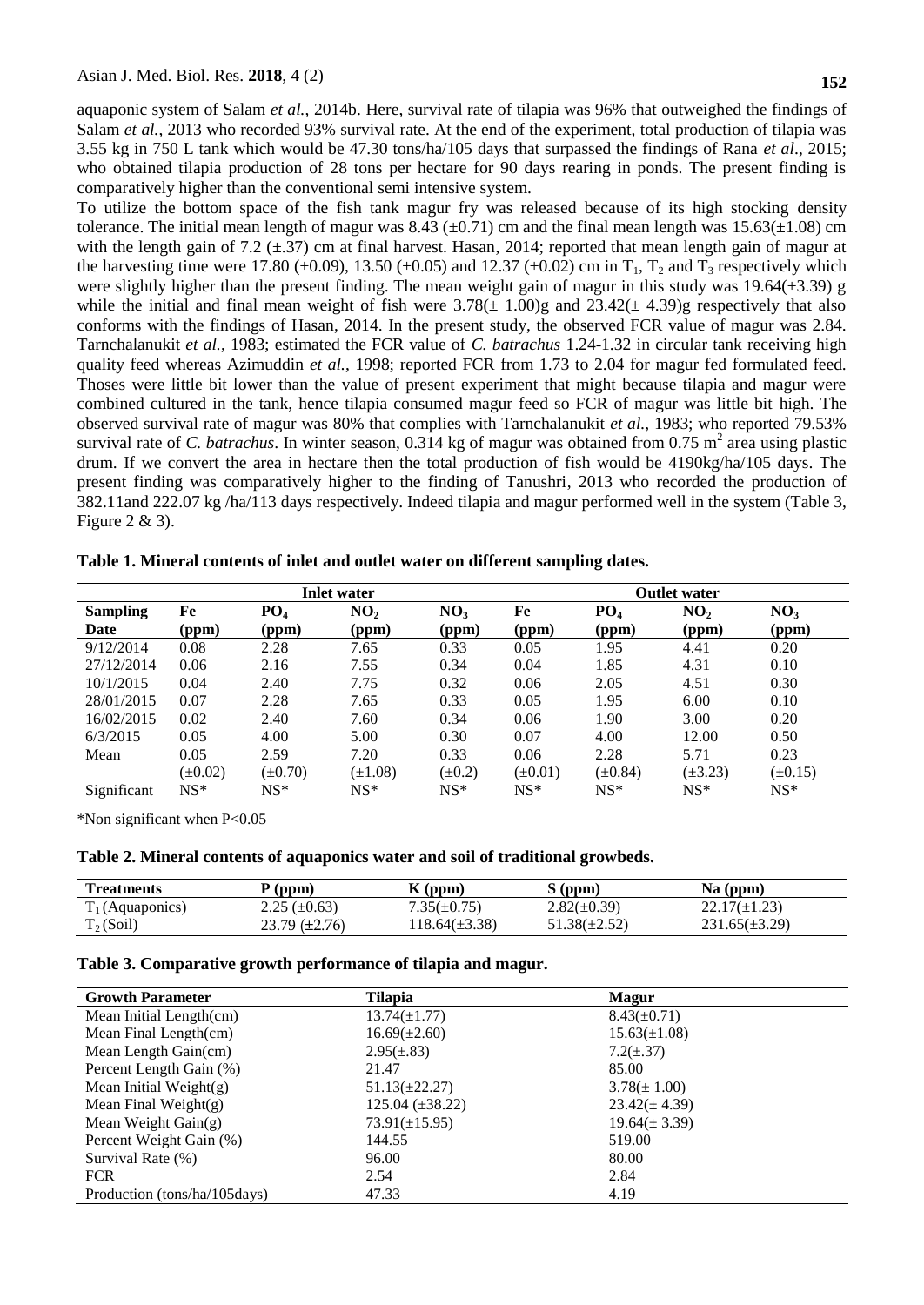aquaponic system of Salam *et al.*, 2014b. Here, survival rate of tilapia was 96% that outweighed the findings of Salam *et al.*, 2013 who recorded 93% survival rate. At the end of the experiment, total production of tilapia was 3.55 kg in 750 L tank which would be 47.30 tons/ha/105 days that surpassed the findings of Rana *et al*., 2015; who obtained tilapia production of 28 tons per hectare for 90 days rearing in ponds. The present finding is comparatively higher than the conventional semi intensive system.

To utilize the bottom space of the fish tank magur fry was released because of its high stocking density tolerance. The initial mean length of magur was 8.43 (±0.71) cm and the final mean length was 15.63(±1.08) cm with the length gain of 7.2 (±.37) cm at final harvest. Hasan, 2014; reported that mean length gain of magur at the harvesting time were 17.80 (±0.09), 13.50 (±0.05) and 12.37 (±0.02) cm in $T_1$, $T_2$ and $T_3$ respectively which were slightly higher than the present finding. The mean weight gain of magur in this study was 19.64(±3.39) g while the initial and final mean weight of fish were 3.78(± 1.00)g and 23.42(± 4.39)g respectively that also conforms with the findings of Hasan, 2014. In the present study, the observed FCR value of magur was 2.84. Tarnchalanukit *et al.*, 1983; estimated the FCR value of *C. batrachus* 1.24-1.32 in circular tank receiving high quality feed whereas Azimuddin *et al.*, 1998; reported FCR from 1.73 to 2.04 for magur fed formulated feed. Thoses were little bit lower than the value of present experiment that might because tilapia and magur were combined cultured in the tank, hence tilapia consumed magur feed so FCR of magur was little bit high. The observed survival rate of magur was 80% that complies with Tarnchalanukit *et al.*, 1983; who reported 79.53% survival rate of *C. batrachus*. In winter season, 0.314 kg of magur was obtained from 0.75 $m^2$ area using plastic drum. If we convert the area in hectare then the total production of fish would be 4190kg/ha/105 days. The present finding was comparatively higher to the finding of Tanushri, 2013 who recorded the production of 382.11and 222.07 kg /ha/113 days respectively. Indeed tilapia and magur performed well in the system (Table 3, Figure 2 & 3).

**Table 1. Mineral contents of inlet and outlet water on different sampling dates.**

| Sampling Date | Inlet water Fe (ppm) | Inlet water $PO_4$ (ppm) | Inlet water $NO_2$ (ppm) | Inlet water $NO_3$ (ppm) | Outlet water Fe (ppm) | Outlet water $PO_4$ (ppm) | Outlet water $NO_2$ (ppm) | Outlet water $NO_3$ (ppm) |
|---|---|---|---|---|---|---|---|---|
| 9/12/2014 | 0.08 | 2.28 | 7.65 | 0.33 | 0.05 | 1.95 | 4.41 | 0.20 |
| 27/12/2014 | 0.06 | 2.16 | 7.55 | 0.34 | 0.04 | 1.85 | 4.31 | 0.10 |
| 10/1/2015 | 0.04 | 2.40 | 7.75 | 0.32 | 0.06 | 2.05 | 4.51 | 0.30 |
| 28/01/2015 | 0.07 | 2.28 | 7.65 | 0.33 | 0.05 | 1.95 | 6.00 | 0.10 |
| 16/02/2015 | 0.02 | 2.40 | 7.60 | 0.34 | 0.06 | 1.90 | 3.00 | 0.20 |
| 6/3/2015 | 0.05 | 4.00 | 5.00 | 0.30 | 0.07 | 4.00 | 12.00 | 0.50 |
| Mean | 0.05 (±0.02) | 2.59 (±0.70) | 7.20 (±1.08) | 0.33 (±0.2) | 0.06 (±0.01) | 2.28 (±0.84) | 5.71 (±3.23) | 0.23 (±0.15) |
| Significant | NS* | NS* | NS* | NS* | NS* | NS* | NS* | NS* |

*Non significant when P<0.05

**Table 2. Mineral contents of aquaponics water and soil of traditional growbeds.**

| Treatments | P (ppm) | K (ppm) | S (ppm) | Na (ppm) |
|---|---|---|---|---|
| $T_1$ (Aquaponics) | 2.25 (±0.63) | 7.35(±0.75) | 2.82(±0.39) | 22.17(±1.23) |
| $T_2$ (Soil) | 23.79 (±2.76) | 118.64(±3.38) | 51.38(±2.52) | 231.65(±3.29) |

**Table 3. Comparative growth performance of tilapia and magur.**

| Growth Parameter | Tilapia | Magur |
|---|---|---|
| Mean Initial Length(cm) | 13.74(±1.77) | 8.43(±0.71) |
| Mean Final Length(cm) | 16.69(±2.60) | 15.63(±1.08) |
| Mean Length Gain(cm) | 2.95(±.83) | 7.2(±.37) |
| Percent Length Gain (%) | 21.47 | 85.00 |
| Mean Initial Weight(g) | 51.13(±22.27) | 3.78(± 1.00) |
| Mean Final Weight(g) | 125.04 (±38.22) | 23.42(± 4.39) |
| Mean Weight Gain(g) | 73.91(±15.95) | 19.64(± 3.39) |
| Percent Weight Gain (%) | 144.55 | 519.00 |
| Survival Rate (%) | 96.00 | 80.00 |
| FCR | 2.54 | 2.84 |
| Production (tons/ha/105days) | 47.33 | 4.19 |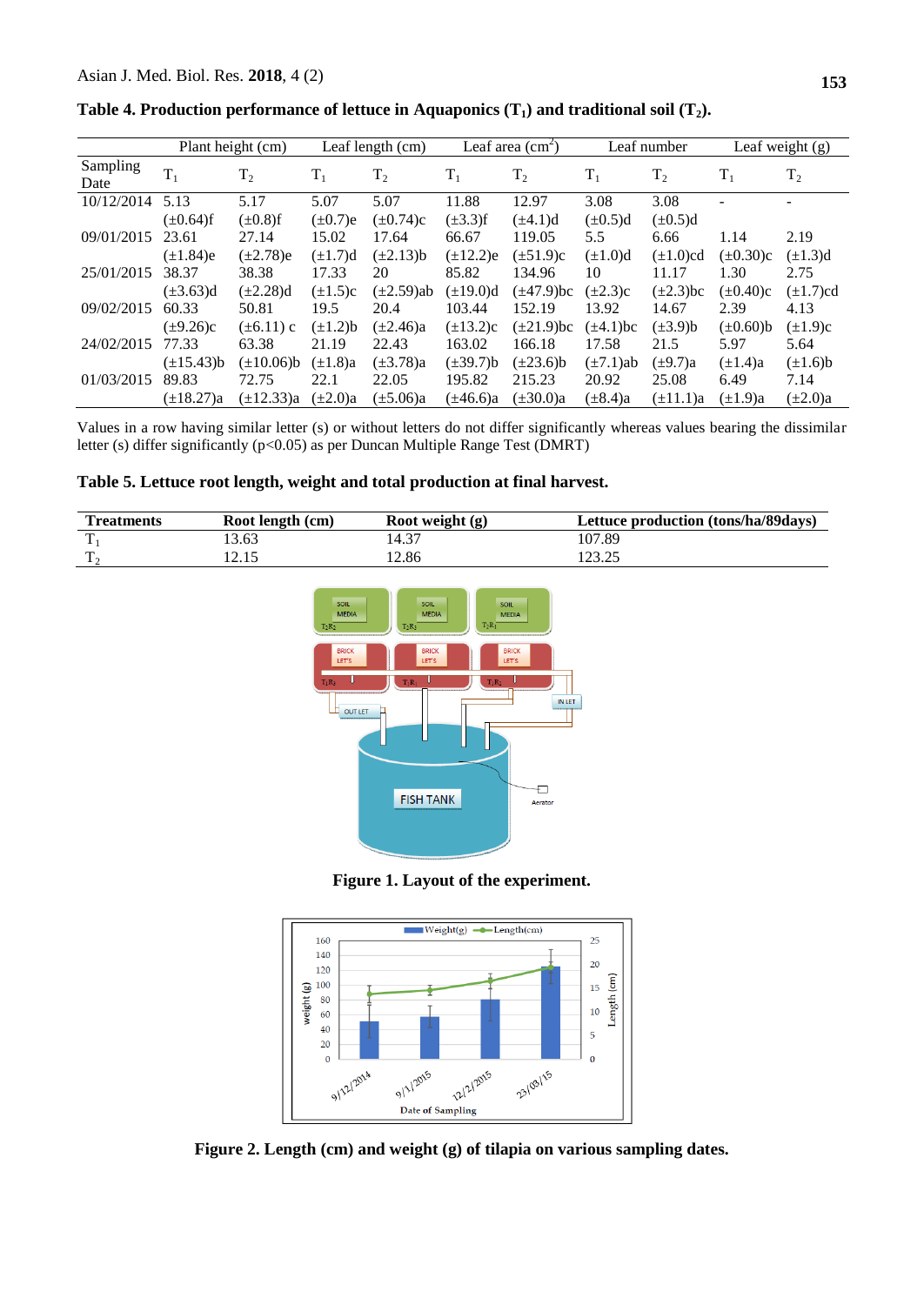**Table 4. Production performance of lettuce in Aquaponics ($T_1$) and traditional soil ($T_2$).**

| Sampling Date | Plant height (cm) | | Leaf length (cm) | | Leaf area ($cm^2$) | | Leaf number | | Leaf weight (g) | |
|---|---|---|---|---|---|---|---|---|---|---|
| | $T_1$ | $T_2$ | $T_1$ | $T_2$ | $T_1$ | $T_2$ | $T_1$ | $T_2$ | $T_1$ | $T_2$ |
| 10/12/2014 | 5.13 (±0.64)f | 5.17 (±0.8)f | 5.07 (±0.7)e | 5.07 (±0.74)c | 11.88 (±3.3)f | 12.97 (±4.1)d | 3.08 (±0.5)d | 3.08 (±0.5)d | - | - |
| 09/01/2015 | 23.61 (±1.84)e | 27.14 (±2.78)e | 15.02 (±1.7)d | 17.64 (±2.13)b | 66.67 (±12.2)e | 119.05 (±51.9)c | 5.5 (±1.0)d | 6.66 (±1.0)cd | 1.14 (±0.30)c | 2.19 (±1.3)d |
| 25/01/2015 | 38.37 (±3.63)d | 38.38 (±2.28)d | 17.33 (±1.5)c | 20 (±2.59)ab | 85.82 (±19.0)d | 134.96 (±47.9)bc | 10 (±2.3)c | 11.17 (±2.3)bc | 1.30 (±0.40)c | 2.75 (±1.7)cd |
| 09/02/2015 | 60.33 (±9.26)c | 50.81 (±6.11) c | 19.5 (±1.2)b | 20.4 (±2.46)a | 103.44 (±13.2)c | 152.19 (±21.9)bc | 13.92 (±4.1)bc | 14.67 (±3.9)b | 2.39 (±0.60)b | 4.13 (±1.9)c |
| 24/02/2015 | 77.33 (±15.43)b | 63.38 (±10.06)b | 21.19 (±1.8)a | 22.43 (±3.78)a | 163.02 (±39.7)b | 166.18 (±23.6)b | 17.58 (±7.1)ab | 21.5 (±9.7)a | 5.97 (±1.4)a | 5.64 (±1.6)b |
| 01/03/2015 | 89.83 (±18.27)a | 72.75 (±12.33)a | 22.1 (±2.0)a | 22.05 (±5.06)a | 195.82 (±46.6)a | 215.23 (±30.0)a | 20.92 (±8.4)a | 25.08 (±11.1)a | 6.49 (±1.9)a | 7.14 (±2.0)a |

Values in a row having similar letter (s) or without letters do not differ significantly whereas values bearing the dissimilar letter (s) differ significantly ($p<0.05$) as per Duncan Multiple Range Test (DMRT)

**Table 5. Lettuce root length, weight and total production at final harvest.**

| Treatments | Root length (cm) | Root weight (g) | Lettuce production (tons/ha/89days) |
|---|---|---|---|
| $T_1$ | 13.63 | 14.37 | 107.89 |
| $T_2$ | 12.15 | 12.86 | 123.25 |

**Figure 1. Layout of the experiment.**

**Figure 2. Length (cm) and weight (g) of tilapia on various sampling dates.**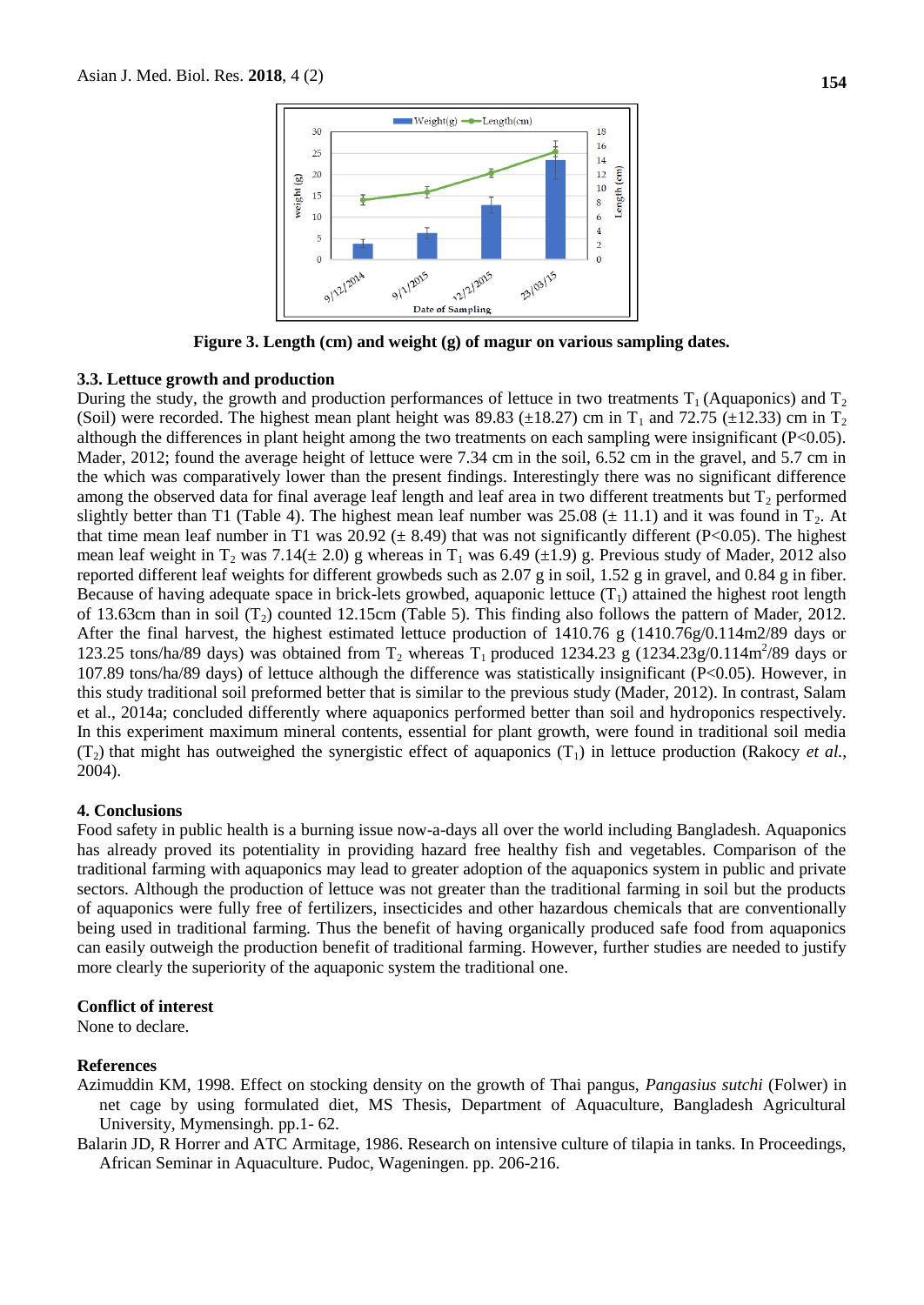Figure 3. Length (cm) and weight (g) of magur on various sampling dates.

### 3.3. Lettuce growth and production

During the study, the growth and production performances of lettuce in two treatments $T_1$ (Aquaponics) and $T_2$ (Soil) were recorded. The highest mean plant height was 89.83 (±18.27) cm in $T_1$ and 72.75 (±12.33) cm in $T_2$ although the differences in plant height among the two treatments on each sampling were insignificant ($P<0.05$). Mader, 2012; found the average height of lettuce were 7.34 cm in the soil, 6.52 cm in the gravel, and 5.7 cm in the which was comparatively lower than the present findings. Interestingly there was no significant difference among the observed data for final average leaf length and leaf area in two different treatments but $T_2$ performed slightly better than T1 (Table 4). The highest mean leaf number was 25.08 (± 11.1) and it was found in $T_2$. At that time mean leaf number in T1 was 20.92 (± 8.49) that was not significantly different ($P<0.05$). The highest mean leaf weight in $T_2$ was 7.14(± 2.0) g whereas in $T_1$ was 6.49 (±1.9) g. Previous study of Mader, 2012 also reported different leaf weights for different growbeds such as 2.07 g in soil, 1.52 g in gravel, and 0.84 g in fiber. Because of having adequate space in brick-lets growbed, aquaponic lettuce ($T_1$) attained the highest root length of 13.63cm than in soil ($T_2$) counted 12.15cm (Table 5). This finding also follows the pattern of Mader, 2012. After the final harvest, the highest estimated lettuce production of 1410.76 g (1410.76g/0.114m2/89 days or 123.25 tons/ha/89 days) was obtained from $T_2$ whereas $T_1$ produced 1234.23 g (1234.23g/0.114m$^2$/89 days or 107.89 tons/ha/89 days) of lettuce although the difference was statistically insignificant ($P<0.05$). However, in this study traditional soil preformed better that is similar to the previous study (Mader, 2012). In contrast, Salam et al., 2014a; concluded differently where aquaponics performed better than soil and hydroponics respectively. In this experiment maximum mineral contents, essential for plant growth, were found in traditional soil media ($T_2$) that might has outweighed the synergistic effect of aquaponics ($T_1$) in lettuce production (Rakocy *et al.*, 2004).

## 4. Conclusions

Food safety in public health is a burning issue now-a-days all over the world including Bangladesh. Aquaponics has already proved its potentiality in providing hazard free healthy fish and vegetables. Comparison of the traditional farming with aquaponics may lead to greater adoption of the aquaponics system in public and private sectors. Although the production of lettuce was not greater than the traditional farming in soil but the products of aquaponics were fully free of fertilizers, insecticides and other hazardous chemicals that are conventionally being used in traditional farming. Thus the benefit of having organically produced safe food from aquaponics can easily outweigh the production benefit of traditional farming. However, further studies are needed to justify more clearly the superiority of the aquaponic system the traditional one.

### Conflict of interest

None to declare.

### References

Azimuddin KM, 1998. Effect on stocking density on the growth of Thai pangus, *Pangasius sutchi* (Folwer) in net cage by using formulated diet, MS Thesis, Department of Aquaculture, Bangladesh Agricultural University, Mymensingh. pp.1- 62.

Balarin JD, R Horrer and ATC Armitage, 1986. Research on intensive culture of tilapia in tanks. In Proceedings, African Seminar in Aquaculture. Pudoc, Wageningen. pp. 206-216.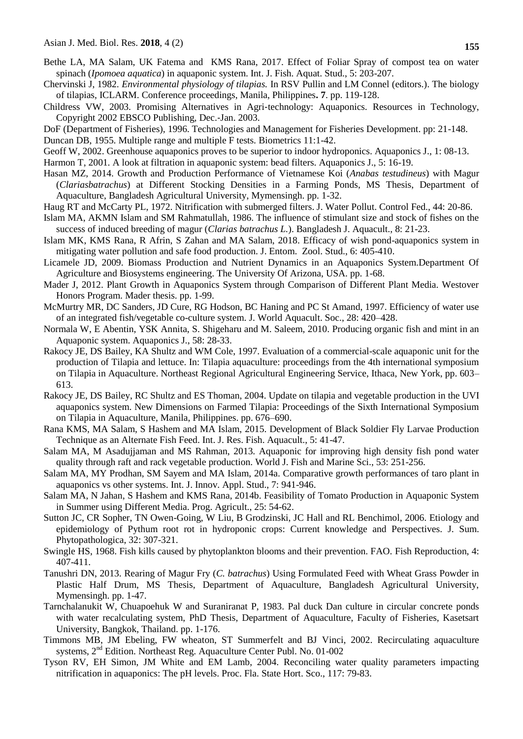Bethe LA, MA Salam, UK Fatema and KMS Rana, 2017. Effect of Foliar Spray of compost tea on water spinach (*Ipomoea aquatica*) in aquaponic system. Int. J. Fish. Aquat. Stud., 5: 203-207.

Chervinski J, 1982. *Environmental physiology of tilapias.* In RSV Pullin and LM Connel (editors.). The biology of tilapias, ICLARM. Conference proceedings, Manila, Philippines**. 7**. pp. 119-128.

Childress VW, 2003. Promising Alternatives in Agri-technology: Aquaponics. Resources in Technology, Copyright 2002 EBSCO Publishing, Dec.-Jan. 2003.

DoF (Department of Fisheries), 1996. Technologies and Management for Fisheries Development. pp: 21-148.

Duncan DB, 1955. Multiple range and multiple F tests. Biometrics 11:1-42.

Geoff W, 2002. Greenhouse aquaponics proves to be superior to indoor hydroponics. Aquaponics J., 1: 08-13.

Harmon T, 2001. A look at filtration in aquaponic system: bead filters. Aquaponics J., 5: 16-19.

Hasan MZ, 2014. Growth and Production Performance of Vietnamese Koi (*Anabas testudineus*) with Magur (*Clariasbatrachus*) at Different Stocking Densities in a Farming Ponds, MS Thesis, Department of Aquaculture, Bangladesh Agricultural University, Mymensingh. pp. 1-32.

Haug RT and McCarty PL, 1972. Nitrification with submerged filters. J. Water Pollut. Control Fed., 44: 20-86.

Islam MA, AKMN Islam and SM Rahmatullah, 1986. The influence of stimulant size and stock of fishes on the success of induced breeding of magur (*Clarias batrachus L.*). Bangladesh J. Aquacult., 8: 21-23.

Islam MK, KMS Rana, R Afrin, S Zahan and MA Salam, 2018. Efficacy of wish pond-aquaponics system in mitigating water pollution and safe food production. J. Entom. Zool. Stud., 6: 405-410.

Licamele JD, 2009. Biomass Production and Nutrient Dynamics in an Aquaponics System.Department Of Agriculture and Biosystems engineering. The University Of Arizona, USA. pp. 1-68.

Mader J, 2012. Plant Growth in Aquaponics System through Comparison of Different Plant Media. Westover Honors Program. Mader thesis. pp. 1-99.

McMurtry MR, DC Sanders, JD Cure, RG Hodson, BC Haning and PC St Amand, 1997. Efficiency of water use of an integrated fish/vegetable co-culture system. J. World Aquacult. Soc., 28: 420–428.

Normala W, E Abentin, YSK Annita, S. Shigeharu and M. Saleem, 2010. Producing organic fish and mint in an Aquaponic system. Aquaponics J., 58: 28-33.

Rakocy JE, DS Bailey, KA Shultz and WM Cole, 1997. Evaluation of a commercial-scale aquaponic unit for the production of Tilapia and lettuce. In: Tilapia aquaculture: proceedings from the 4th international symposium on Tilapia in Aquaculture. Northeast Regional Agricultural Engineering Service, Ithaca, New York, pp. 603–613.

Rakocy JE, DS Bailey, RC Shultz and ES Thoman, 2004. Update on tilapia and vegetable production in the UVI aquaponics system. New Dimensions on Farmed Tilapia: Proceedings of the Sixth International Symposium on Tilapia in Aquaculture, Manila, Philippines. pp. 676–690.

Rana KMS, MA Salam, S Hashem and MA Islam, 2015. Development of Black Soldier Fly Larvae Production Technique as an Alternate Fish Feed. Int. J. Res. Fish. Aquacult., 5: 41-47.

Salam MA, M Asadujjaman and MS Rahman, 2013. Aquaponic for improving high density fish pond water quality through raft and rack vegetable production. World J. Fish and Marine Sci., 53: 251-256.

Salam MA, MY Prodhan, SM Sayem and MA Islam, 2014a. Comparative growth performances of taro plant in aquaponics vs other systems. Int. J. Innov. Appl. Stud., 7: 941-946.

Salam MA, N Jahan, S Hashem and KMS Rana, 2014b. Feasibility of Tomato Production in Aquaponic System in Summer using Different Media. Prog. Agricult., 25: 54-62.

Sutton JC, CR Sopher, TN Owen-Going, W Liu, B Grodzinski, JC Hall and RL Benchimol, 2006. Etiology and epidemiology of Pythum root rot in hydroponic crops: Current knowledge and Perspectives. J. Sum. Phytopathologica, 32: 307-321.

Swingle HS, 1968. Fish kills caused by phytoplankton blooms and their prevention. FAO. Fish Reproduction, 4: 407-411.

Tanushri DN, 2013. Rearing of Magur Fry (*C. batrachus*) Using Formulated Feed with Wheat Grass Powder in Plastic Half Drum, MS Thesis, Department of Aquaculture, Bangladesh Agricultural University, Mymensingh. pp. 1-47.

Tarnchalanukit W, Chuapoehuk W and Suraniranat P, 1983. Pal duck Dan culture in circular concrete ponds with water recalculating system, PhD Thesis, Department of Aquaculture, Faculty of Fisheries, Kasetsart University, Bangkok, Thailand. pp. 1-176.

Timmons MB, JM Ebeling, FW wheaton, ST Summerfelt and BJ Vinci, 2002. Recirculating aquaculture systems, 2nd Edition. Northeast Reg. Aquaculture Center Publ. No. 01-002

Tyson RV, EH Simon, JM White and EM Lamb, 2004. Reconciling water quality parameters impacting nitrification in aquaponics: The pH levels. Proc. Fla. State Hort. Sco., 117: 79-83.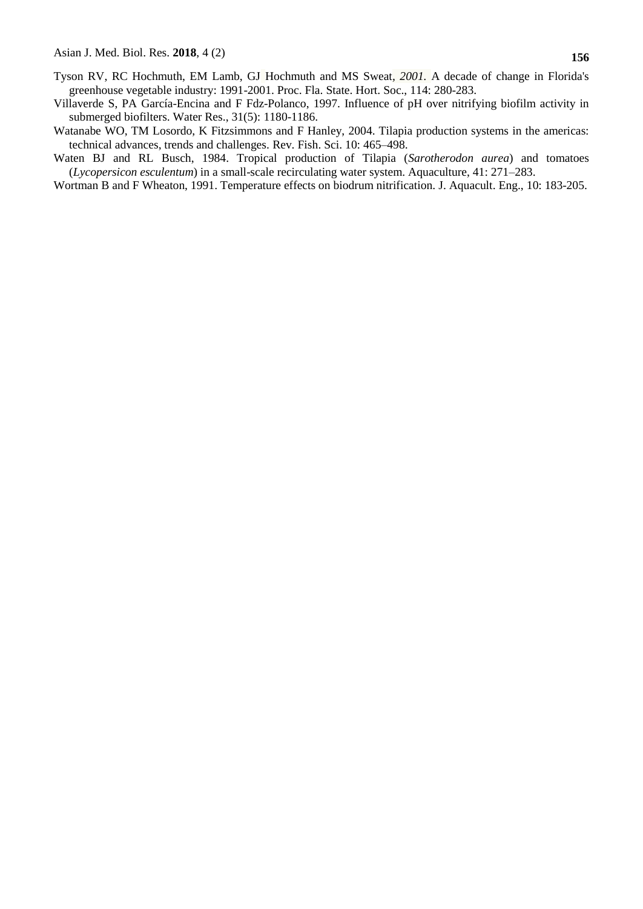Tyson RV, RC Hochmuth, EM Lamb, GJ Hochmuth and MS Sweat, *2001.* A decade of change in Florida's greenhouse vegetable industry: 1991-2001. Proc. Fla. State. Hort. Soc., 114: 280-283.

Villaverde S, PA García-Encina and F Fdz-Polanco, 1997. Influence of pH over nitrifying biofilm activity in submerged biofilters. Water Res., 31(5): 1180-1186.

Watanabe WO, TM Losordo, K Fitzsimmons and F Hanley, 2004. Tilapia production systems in the americas: technical advances, trends and challenges. Rev. Fish. Sci. 10: 465–498.

Waten BJ and RL Busch, 1984. Tropical production of Tilapia (*Sarotherodon aurea*) and tomatoes (*Lycopersicon esculentum*) in a small-scale recirculating water system. Aquaculture, 41: 271–283.

Wortman B and F Wheaton, 1991. Temperature effects on biodrum nitrification. J. Aquacult. Eng., 10: 183-205.